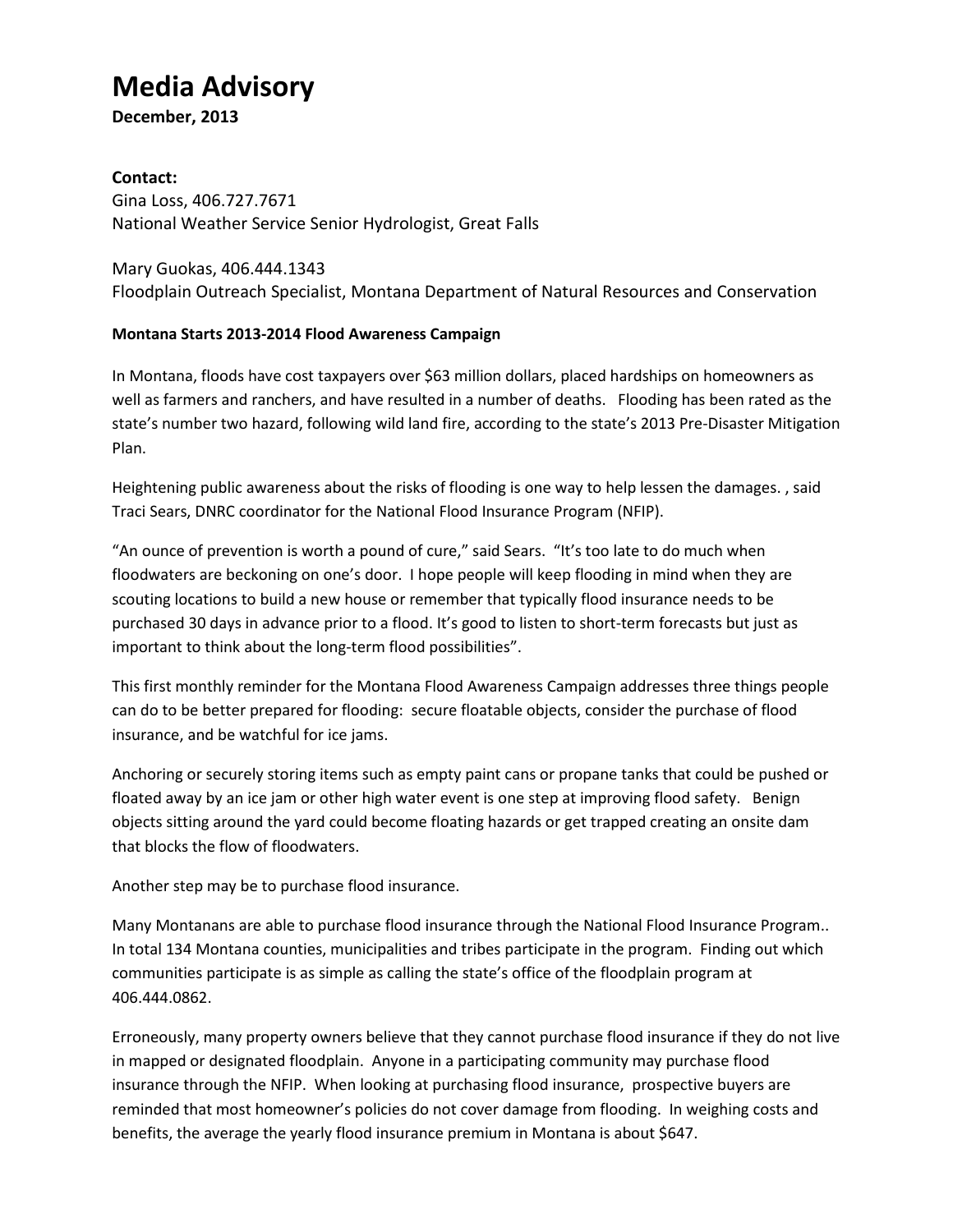# Media Advisory

**December, 2013**

**Contact:**
Gina Loss, 406.727.7671
National Weather Service Senior Hydrologist, Great Falls

Mary Guokas, 406.444.1343
Floodplain Outreach Specialist, Montana Department of Natural Resources and Conservation

**Montana Starts 2013-2014 Flood Awareness Campaign**

In Montana, floods have cost taxpayers over $63 million dollars, placed hardships on homeowners as well as farmers and ranchers, and have resulted in a number of deaths. Flooding has been rated as the state's number two hazard, following wild land fire, according to the state's 2013 Pre-Disaster Mitigation Plan.

Heightening public awareness about the risks of flooding is one way to help lessen the damages. , said Traci Sears, DNRC coordinator for the National Flood Insurance Program (NFIP).

"An ounce of prevention is worth a pound of cure," said Sears. "It's too late to do much when floodwaters are beckoning on one's door. I hope people will keep flooding in mind when they are scouting locations to build a new house or remember that typically flood insurance needs to be purchased 30 days in advance prior to a flood. It's good to listen to short-term forecasts but just as important to think about the long-term flood possibilities".

This first monthly reminder for the Montana Flood Awareness Campaign addresses three things people can do to be better prepared for flooding: secure floatable objects, consider the purchase of flood insurance, and be watchful for ice jams.

Anchoring or securely storing items such as empty paint cans or propane tanks that could be pushed or floated away by an ice jam or other high water event is one step at improving flood safety. Benign objects sitting around the yard could become floating hazards or get trapped creating an onsite dam that blocks the flow of floodwaters.

Another step may be to purchase flood insurance.

Many Montanans are able to purchase flood insurance through the National Flood Insurance Program.. In total 134 Montana counties, municipalities and tribes participate in the program. Finding out which communities participate is as simple as calling the state's office of the floodplain program at 406.444.0862.

Erroneously, many property owners believe that they cannot purchase flood insurance if they do not live in mapped or designated floodplain. Anyone in a participating community may purchase flood insurance through the NFIP. When looking at purchasing flood insurance, prospective buyers are reminded that most homeowner's policies do not cover damage from flooding. In weighing costs and benefits, the average the yearly flood insurance premium in Montana is about $647.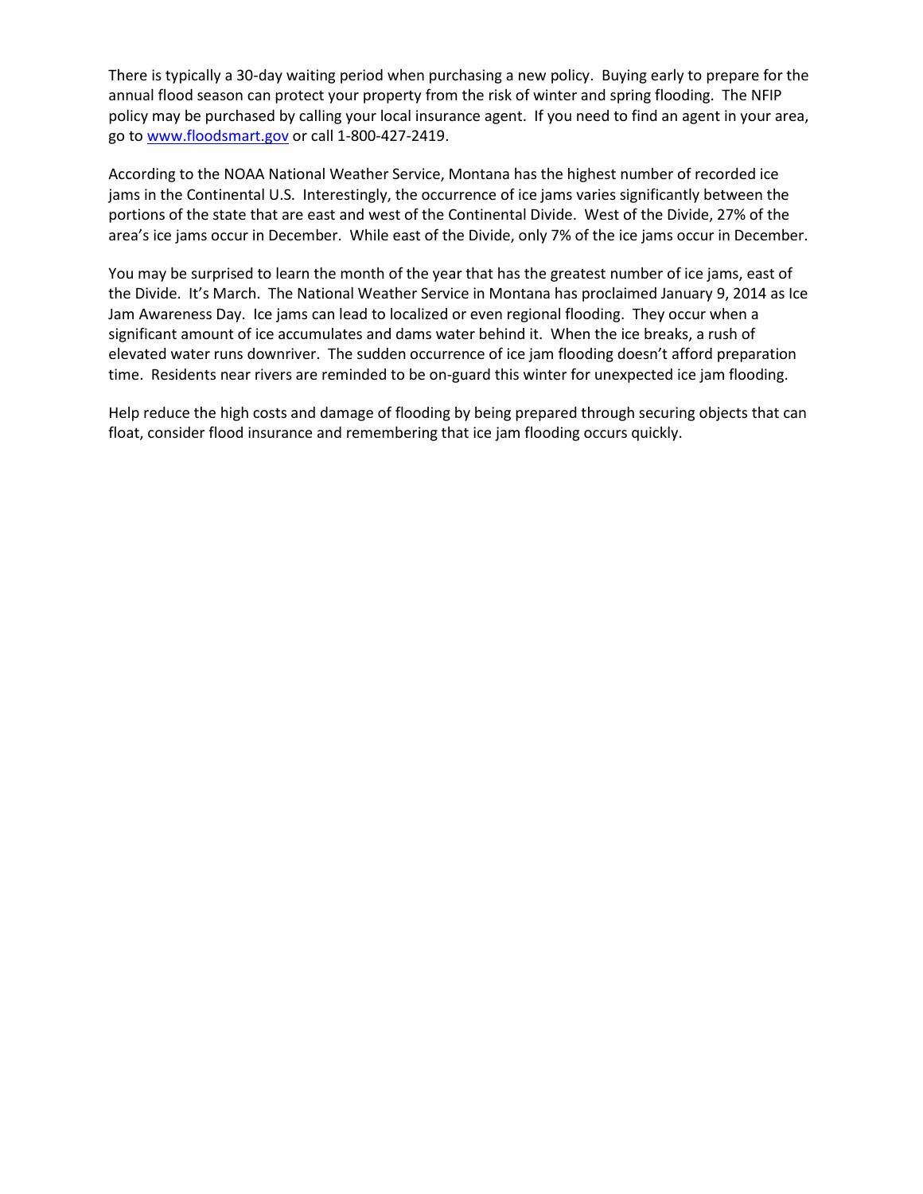There is typically a 30-day waiting period when purchasing a new policy. Buying early to prepare for the annual flood season can protect your property from the risk of winter and spring flooding. The NFIP policy may be purchased by calling your local insurance agent. If you need to find an agent in your area, go to [www.floodsmart.gov](http://www.floodsmart.gov) or call 1-800-427-2419.

According to the NOAA National Weather Service, Montana has the highest number of recorded ice jams in the Continental U.S. Interestingly, the occurrence of ice jams varies significantly between the portions of the state that are east and west of the Continental Divide. West of the Divide, 27% of the area's ice jams occur in December. While east of the Divide, only 7% of the ice jams occur in December.

You may be surprised to learn the month of the year that has the greatest number of ice jams, east of the Divide. It's March. The National Weather Service in Montana has proclaimed January 9, 2014 as Ice Jam Awareness Day. Ice jams can lead to localized or even regional flooding. They occur when a significant amount of ice accumulates and dams water behind it. When the ice breaks, a rush of elevated water runs downriver. The sudden occurrence of ice jam flooding doesn't afford preparation time. Residents near rivers are reminded to be on-guard this winter for unexpected ice jam flooding.

Help reduce the high costs and damage of flooding by being prepared through securing objects that can float, consider flood insurance and remembering that ice jam flooding occurs quickly.